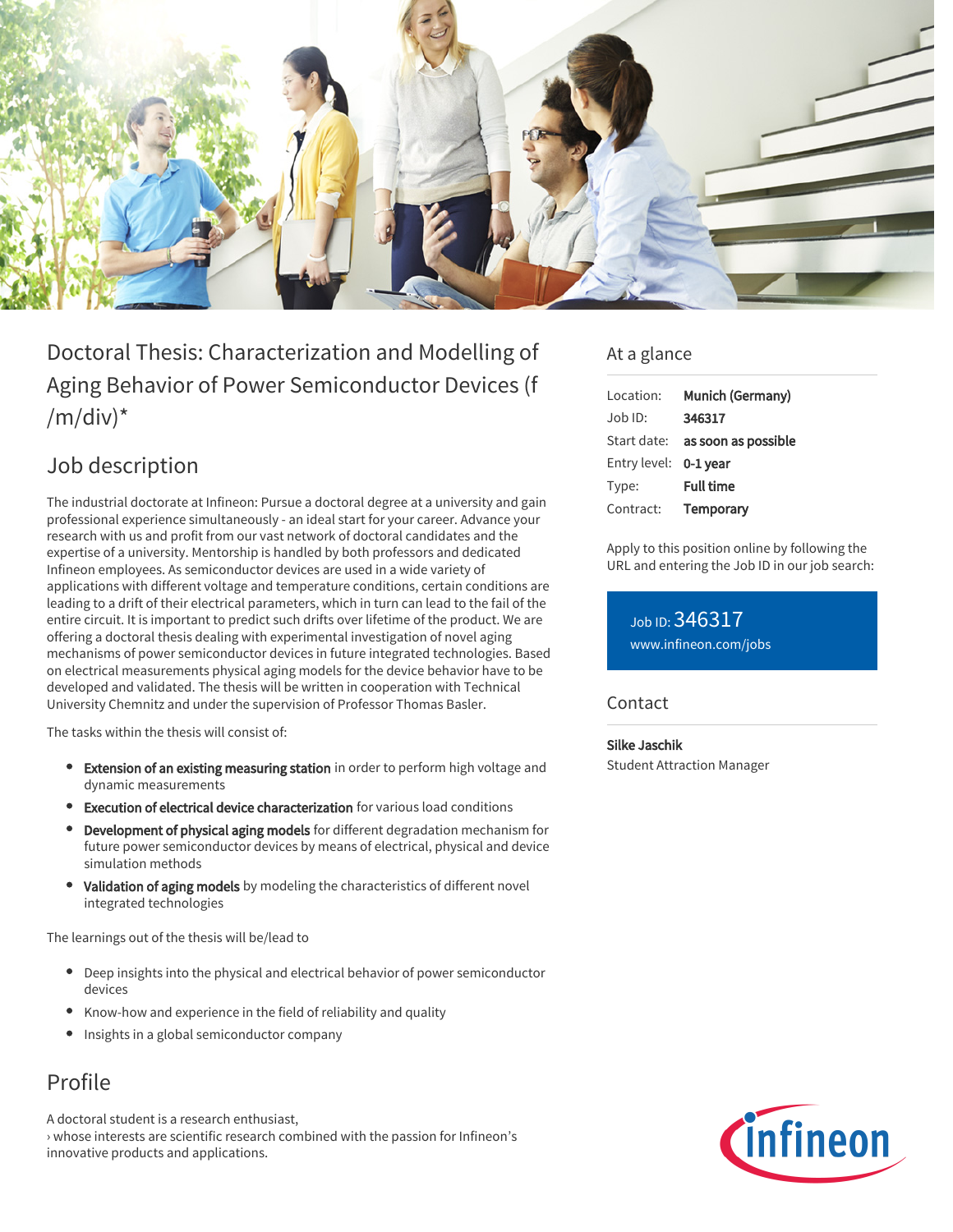# Doctoral Thesis: Characterization and Modelling of Aging Behavior of Power Semiconductor Devices (f /m/div)*

## Job description

The industrial doctorate at Infineon: Pursue a doctoral degree at a university and gain professional experience simultaneously - an ideal start for your career. Advance your research with us and profit from our vast network of doctoral candidates and the expertise of a university. Mentorship is handled by both professors and dedicated Infineon employees. As semiconductor devices are used in a wide variety of applications with different voltage and temperature conditions, certain conditions are leading to a drift of their electrical parameters, which in turn can lead to the fail of the entire circuit. It is important to predict such drifts over lifetime of the product. We are offering a doctoral thesis dealing with experimental investigation of novel aging mechanisms of power semiconductor devices in future integrated technologies. Based on electrical measurements physical aging models for the device behavior have to be developed and validated. The thesis will be written in cooperation with Technical University Chemnitz and under the supervision of Professor Thomas Basler.

The tasks within the thesis will consist of:

- **Extension of an existing measuring station** in order to perform high voltage and dynamic measurements
- **Execution of electrical device characterization** for various load conditions
- **Development of physical aging models** for different degradation mechanism for future power semiconductor devices by means of electrical, physical and device simulation methods
- **Validation of aging models** by modeling the characteristics of different novel integrated technologies

The learnings out of the thesis will be/lead to

- Deep insights into the physical and electrical behavior of power semiconductor devices
- Know-how and experience in the field of reliability and quality
- Insights in a global semiconductor company

## Profile

A doctoral student is a research enthusiast,
› whose interests are scientific research combined with the passion for Infineon's innovative products and applications.

## At a glance

| | |
|---|---|
| Location: | **Munich (Germany)** |
| Job ID: | **346317** |
| Start date: | **as soon as possible** |
| Entry level: | **0-1 year** |
| Type: | **Full time** |
| Contract: | **Temporary** |

Apply to this position online by following the URL and entering the Job ID in our job search:

Job ID: 346317
www.infineon.com/jobs

## Contact

**Silke Jaschik**
Student Attraction Manager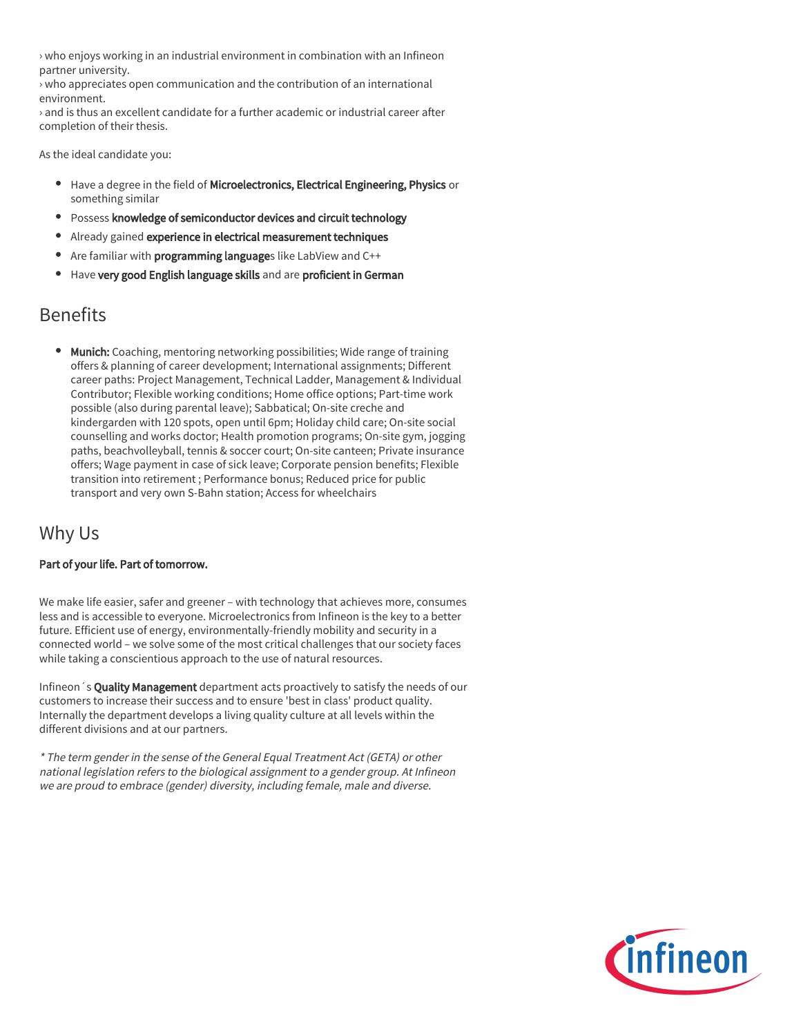› who enjoys working in an industrial environment in combination with an Infineon partner university.
› who appreciates open communication and the contribution of an international environment.
› and is thus an excellent candidate for a further academic or industrial career after completion of their thesis.

As the ideal candidate you:

- Have a degree in the field of **Microelectronics, Electrical Engineering, Physics** or something similar
- Possess **knowledge of semiconductor devices and circuit technology**
- Already gained **experience in electrical measurement techniques**
- Are familiar with **programming language**s like LabView and C++
- Have **very good English language skills** and are **proficient in German**

## Benefits

- **Munich:** Coaching, mentoring networking possibilities; Wide range of training offers & planning of career development; International assignments; Different career paths: Project Management, Technical Ladder, Management & Individual Contributor; Flexible working conditions; Home office options; Part-time work possible (also during parental leave); Sabbatical; On-site creche and kindergarden with 120 spots, open until 6pm; Holiday child care; On-site social counselling and works doctor; Health promotion programs; On-site gym, jogging paths, beachvolleyball, tennis & soccer court; On-site canteen; Private insurance offers; Wage payment in case of sick leave; Corporate pension benefits; Flexible transition into retirement ; Performance bonus; Reduced price for public transport and very own S-Bahn station; Access for wheelchairs

## Why Us

**Part of your life. Part of tomorrow.**

We make life easier, safer and greener – with technology that achieves more, consumes less and is accessible to everyone. Microelectronics from Infineon is the key to a better future. Efficient use of energy, environmentally-friendly mobility and security in a connected world – we solve some of the most critical challenges that our society faces while taking a conscientious approach to the use of natural resources.

Infineon´s **Quality Management** department acts proactively to satisfy the needs of our customers to increase their success and to ensure 'best in class' product quality. Internally the department develops a living quality culture at all levels within the different divisions and at our partners.

*\* The term gender in the sense of the General Equal Treatment Act (GETA) or other national legislation refers to the biological assignment to a gender group. At Infineon we are proud to embrace (gender) diversity, including female, male and diverse.*